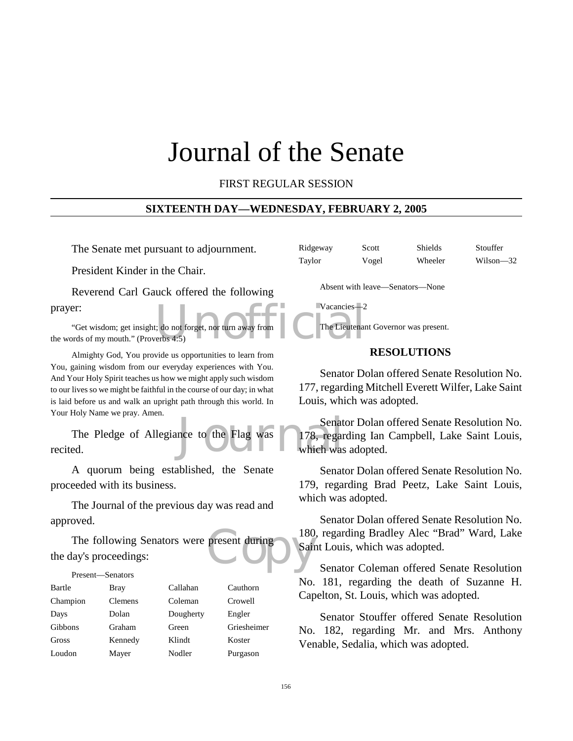# Journal of the Senate

FIRST REGULAR SESSION

## SIXTEENTH DAY—WEDNESDAY, FEBRUARY 2, 2005

The Senate met pursuant to adjournment.

President Kinder in the Chair.

Reverend Carl Gauck offered the following prayer:

"Get wisdom; get insight; do not forget, nor turn away from the words of my mouth." (Proverbs 4:5)

Almighty God, You provide us opportunities to learn from You, gaining wisdom from our everyday experiences with You. And Your Holy Spirit teaches us how we might apply such wisdom to our lives so we might be faithful in the course of our day; in what is laid before us and walk an upright path through this world. In Your Holy Name we pray. Amen.

The Pledge of Allegiance to the Flag was recited.

A quorum being established, the Senate proceeded with its business.

The Journal of the previous day was read and approved.

The following Senators were present during the day's proceedings:

Present—Senators

| | | | |
|---|---|---|---|
| Bartle | Bray | Callahan | Cauthorn |
| Champion | Clemens | Coleman | Crowell |
| Days | Dolan | Dougherty | Engler |
| Gibbons | Graham | Green | Griesheimer |
| Gross | Kennedy | Klindt | Koster |
| Loudon | Mayer | Nodler | Purgason |
| Ridgeway | Scott | Shields | Stouffer |
| Taylor | Vogel | Wheeler | Wilson—32 |

Absent with leave—Senators—None

Vacancies—2

The Lieutenant Governor was present.

### RESOLUTIONS

Senator Dolan offered Senate Resolution No. 177, regarding Mitchell Everett Wilfer, Lake Saint Louis, which was adopted.

Senator Dolan offered Senate Resolution No. 178, regarding Ian Campbell, Lake Saint Louis, which was adopted.

Senator Dolan offered Senate Resolution No. 179, regarding Brad Peetz, Lake Saint Louis, which was adopted.

Senator Dolan offered Senate Resolution No. 180, regarding Bradley Alec "Brad" Ward, Lake Saint Louis, which was adopted.

Senator Coleman offered Senate Resolution No. 181, regarding the death of Suzanne H. Capelton, St. Louis, which was adopted.

Senator Stouffer offered Senate Resolution No. 182, regarding Mr. and Mrs. Anthony Venable, Sedalia, which was adopted.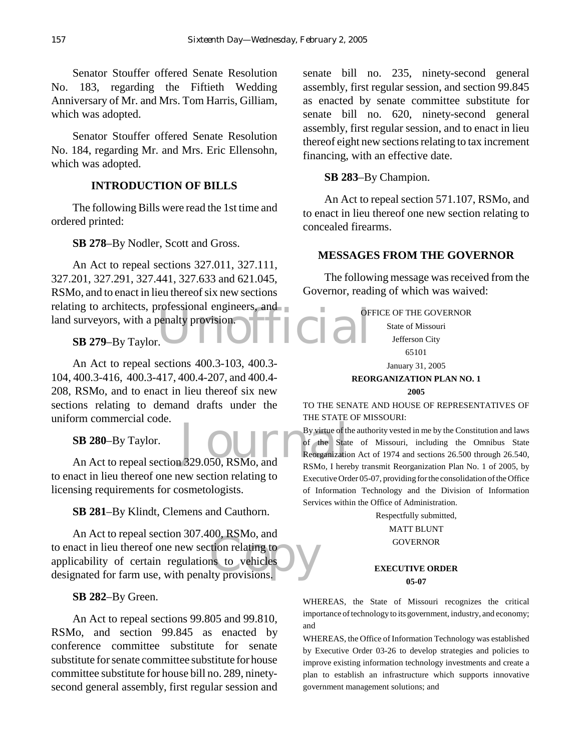Senator Stouffer offered Senate Resolution No. 183, regarding the Fiftieth Wedding Anniversary of Mr. and Mrs. Tom Harris, Gilliam, which was adopted.

Senator Stouffer offered Senate Resolution No. 184, regarding Mr. and Mrs. Eric Ellensohn, which was adopted.

## INTRODUCTION OF BILLS

The following Bills were read the 1st time and ordered printed:

**SB 278**–By Nodler, Scott and Gross.

An Act to repeal sections 327.011, 327.111, 327.201, 327.291, 327.441, 327.633 and 621.045, RSMo, and to enact in lieu thereof six new sections relating to architects, professional engineers, and land surveyors, with a penalty provision.

**SB 279**–By Taylor.

An Act to repeal sections 400.3-103, 400.3-104, 400.3-416, 400.3-417, 400.4-207, and 400.4-208, RSMo, and to enact in lieu thereof six new sections relating to demand drafts under the uniform commercial code.

**SB 280**–By Taylor.

An Act to repeal section 329.050, RSMo, and to enact in lieu thereof one new section relating to licensing requirements for cosmetologists.

**SB 281**–By Klindt, Clemens and Cauthorn.

An Act to repeal section 307.400, RSMo, and to enact in lieu thereof one new section relating to applicability of certain regulations to vehicles designated for farm use, with penalty provisions.

**SB 282**–By Green.

An Act to repeal sections 99.805 and 99.810, RSMo, and section 99.845 as enacted by conference committee substitute for senate substitute for senate committee substitute for house committee substitute for house bill no. 289, ninety-second general assembly, first regular session and senate bill no. 235, ninety-second general assembly, first regular session, and section 99.845 as enacted by senate committee substitute for senate bill no. 620, ninety-second general assembly, first regular session, and to enact in lieu thereof eight new sections relating to tax increment financing, with an effective date.

**SB 283**–By Champion.

An Act to repeal section 571.107, RSMo, and to enact in lieu thereof one new section relating to concealed firearms.

## MESSAGES FROM THE GOVERNOR

The following message was received from the Governor, reading of which was waived:

OFFICE OF THE GOVERNOR
State of Missouri
Jefferson City
65101

January 31, 2005

**REORGANIZATION PLAN NO. 1**
**2005**

TO THE SENATE AND HOUSE OF REPRESENTATIVES OF THE STATE OF MISSOURI:

By virtue of the authority vested in me by the Constitution and laws of the State of Missouri, including the Omnibus State Reorganization Act of 1974 and sections 26.500 through 26.540, RSMo, I hereby transmit Reorganization Plan No. 1 of 2005, by Executive Order 05-07, providing for the consolidation of the Office of Information Technology and the Division of Information Services within the Office of Administration.

Respectfully submitted,
MATT BLUNT
GOVERNOR

**EXECUTIVE ORDER**
**05-07**

WHEREAS, the State of Missouri recognizes the critical importance of technology to its government, industry, and economy; and

WHEREAS, the Office of Information Technology was established by Executive Order 03-26 to develop strategies and policies to improve existing information technology investments and create a plan to establish an infrastructure which supports innovative government management solutions; and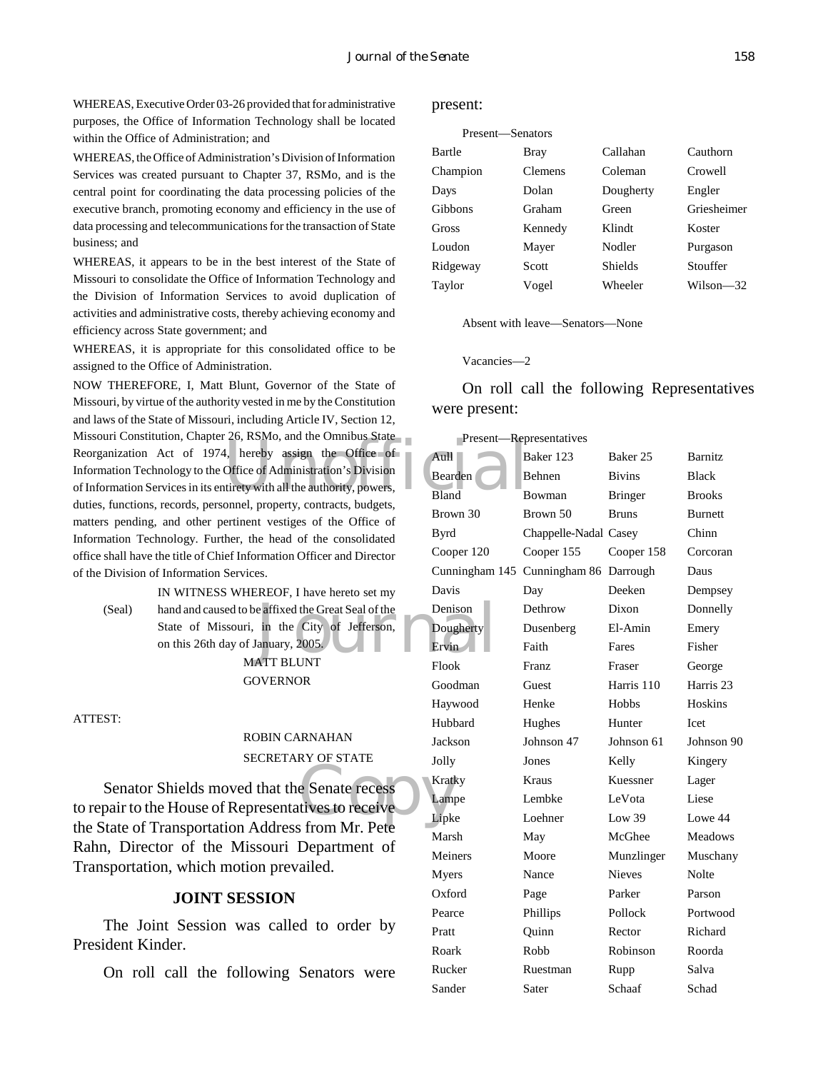WHEREAS, Executive Order 03-26 provided that for administrative purposes, the Office of Information Technology shall be located within the Office of Administration; and

WHEREAS, the Office of Administration's Division of Information Services was created pursuant to Chapter 37, RSMo, and is the central point for coordinating the data processing policies of the executive branch, promoting economy and efficiency in the use of data processing and telecommunications for the transaction of State business; and

WHEREAS, it appears to be in the best interest of the State of Missouri to consolidate the Office of Information Technology and the Division of Information Services to avoid duplication of activities and administrative costs, thereby achieving economy and efficiency across State government; and

WHEREAS, it is appropriate for this consolidated office to be assigned to the Office of Administration.

NOW THEREFORE, I, Matt Blunt, Governor of the State of Missouri, by virtue of the authority vested in me by the Constitution and laws of the State of Missouri, including Article IV, Section 12, Missouri Constitution, Chapter 26, RSMo, and the Omnibus State Reorganization Act of 1974, hereby assign the Office of Information Technology to the Office of Administration's Division of Information Services in its entirety with all the authority, powers, duties, functions, records, personnel, property, contracts, budgets, matters pending, and other pertinent vestiges of the Office of Information Technology. Further, the head of the consolidated office shall have the title of Chief Information Officer and Director of the Division of Information Services.

(Seal) IN WITNESS WHEREOF, I have hereto set my hand and caused to be affixed the Great Seal of the State of Missouri, in the City of Jefferson, on this 26th day of January, 2005.

MATT BLUNT
GOVERNOR

ATTEST:

ROBIN CARNAHAN
SECRETARY OF STATE

Senator Shields moved that the Senate recess to repair to the House of Representatives to receive the State of Transportation Address from Mr. Pete Rahn, Director of the Missouri Department of Transportation, which motion prevailed.

## JOINT SESSION

The Joint Session was called to order by President Kinder.

On roll call the following Senators were present:

Present—Senators

| | | | |
|---|---|---|---|
| Bartle | Bray | Callahan | Cauthorn |
| Champion | Clemens | Coleman | Crowell |
| Days | Dolan | Dougherty | Engler |
| Gibbons | Graham | Green | Griesheimer |
| Gross | Kennedy | Klindt | Koster |
| Loudon | Mayer | Nodler | Purgason |
| Ridgeway | Scott | Shields | Stouffer |
| Taylor | Vogel | Wheeler | Wilson—32 |

Absent with leave—Senators—None

Vacancies—2

On roll call the following Representatives were present:

Present—Representatives

| | | | |
|---|---|---|---|
| Aull | Baker 123 | Baker 25 | Barnitz |
| Bearden | Behnen | Bivins | Black |
| Bland | Bowman | Bringer | Brooks |
| Brown 30 | Brown 50 | Bruns | Burnett |
| Byrd | Chappelle-Nadal | Casey | Chinn |
| Cooper 120 | Cooper 155 | Cooper 158 | Corcoran |
| Cunningham 145 | Cunningham 86 | Darrough | Daus |
| Davis | Day | Deeken | Dempsey |
| Denison | Dethrow | Dixon | Donnelly |
| Dougherty | Dusenberg | El-Amin | Emery |
| Ervin | Faith | Fares | Fisher |
| Flook | Franz | Fraser | George |
| Goodman | Guest | Harris 110 | Harris 23 |
| Haywood | Henke | Hobbs | Hoskins |
| Hubbard | Hughes | Hunter | Icet |
| Jackson | Johnson 47 | Johnson 61 | Johnson 90 |
| Jolly | Jones | Kelly | Kingery |
| Kratky | Kraus | Kuessner | Lager |
| Lampe | Lembke | LeVota | Liese |
| Lipke | Loehner | Low 39 | Lowe 44 |
| Marsh | May | McGhee | Meadows |
| Meiners | Moore | Munzlinger | Muschany |
| Myers | Nance | Nieves | Nolte |
| Oxford | Page | Parker | Parson |
| Pearce | Phillips | Pollock | Portwood |
| Pratt | Quinn | Rector | Richard |
| Roark | Robb | Robinson | Roorda |
| Rucker | Ruestman | Rupp | Salva |
| Sander | Sater | Schaaf | Schad |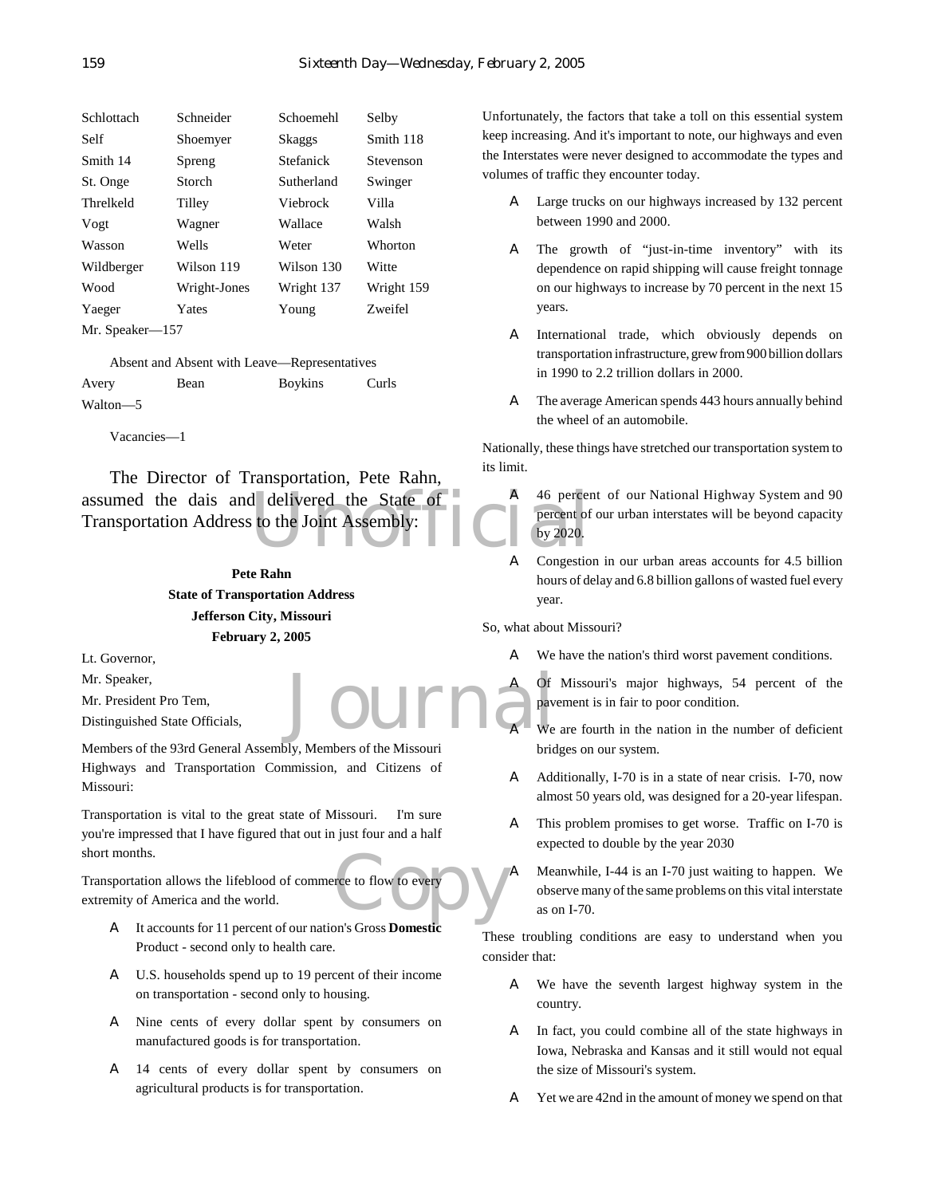| | | | |
|---|---|---|---|
| Schlottach | Schneider | Schoemehl | Selby |
| Self | Shoemyer | Skaggs | Smith 118 |
| Smith 14 | Spreng | Stefanick | Stevenson |
| St. Onge | Storch | Sutherland | Swinger |
| Threlkeld | Tilley | Viebrock | Villa |
| Vogt | Wagner | Wallace | Walsh |
| Wasson | Wells | Weter | Whorton |
| Wildberger | Wilson 119 | Wilson 130 | Witte |
| Wood | Wright-Jones | Wright 137 | Wright 159 |
| Yaeger | Yates | Young | Zweifel |

Mr. Speaker—157

Absent and Absent with Leave—Representatives

| | | | |
|---|---|---|---|
| Avery | Bean | Boykins | Curls |

Walton—5

Vacancies—1

The Director of Transportation, Pete Rahn, assumed the dais and delivered the State of Transportation Address to the Joint Assembly:

**Pete Rahn**
**State of Transportation Address**
**Jefferson City, Missouri**
**February 2, 2005**

Lt. Governor,
Mr. Speaker,
Mr. President Pro Tem,
Distinguished State Officials,

Members of the 93rd General Assembly, Members of the Missouri Highways and Transportation Commission, and Citizens of Missouri:

Transportation is vital to the great state of Missouri. I'm sure you're impressed that I have figured that out in just four and a half short months.

Transportation allows the lifeblood of commerce to flow to every extremity of America and the world.

- It accounts for 11 percent of our nation's Gross **Domestic** Product - second only to health care.
- U.S. households spend up to 19 percent of their income on transportation - second only to housing.
- Nine cents of every dollar spent by consumers on manufactured goods is for transportation.
- 14 cents of every dollar spent by consumers on agricultural products is for transportation.

Unfortunately, the factors that take a toll on this essential system keep increasing. And it's important to note, our highways and even the Interstates were never designed to accommodate the types and volumes of traffic they encounter today.

- Large trucks on our highways increased by 132 percent between 1990 and 2000.
- The growth of "just-in-time inventory" with its dependence on rapid shipping will cause freight tonnage on our highways to increase by 70 percent in the next 15 years.
- International trade, which obviously depends on transportation infrastructure, grew from 900 billion dollars in 1990 to 2.2 trillion dollars in 2000.
- The average American spends 443 hours annually behind the wheel of an automobile.

Nationally, these things have stretched our transportation system to its limit.

- 46 percent of our National Highway System and 90 percent of our urban interstates will be beyond capacity by 2020.
- Congestion in our urban areas accounts for 4.5 billion hours of delay and 6.8 billion gallons of wasted fuel every year.

So, what about Missouri?

- We have the nation's third worst pavement conditions.
- Of Missouri's major highways, 54 percent of the pavement is in fair to poor condition.
- We are fourth in the nation in the number of deficient bridges on our system.
- Additionally, I-70 is in a state of near crisis. I-70, now almost 50 years old, was designed for a 20-year lifespan.
- This problem promises to get worse. Traffic on I-70 is expected to double by the year 2030
- Meanwhile, I-44 is an I-70 just waiting to happen. We observe many of the same problems on this vital interstate as on I-70.

These troubling conditions are easy to understand when you consider that:

- We have the seventh largest highway system in the country.
- In fact, you could combine all of the state highways in Iowa, Nebraska and Kansas and it still would not equal the size of Missouri's system.
- Yet we are 42nd in the amount of money we spend on that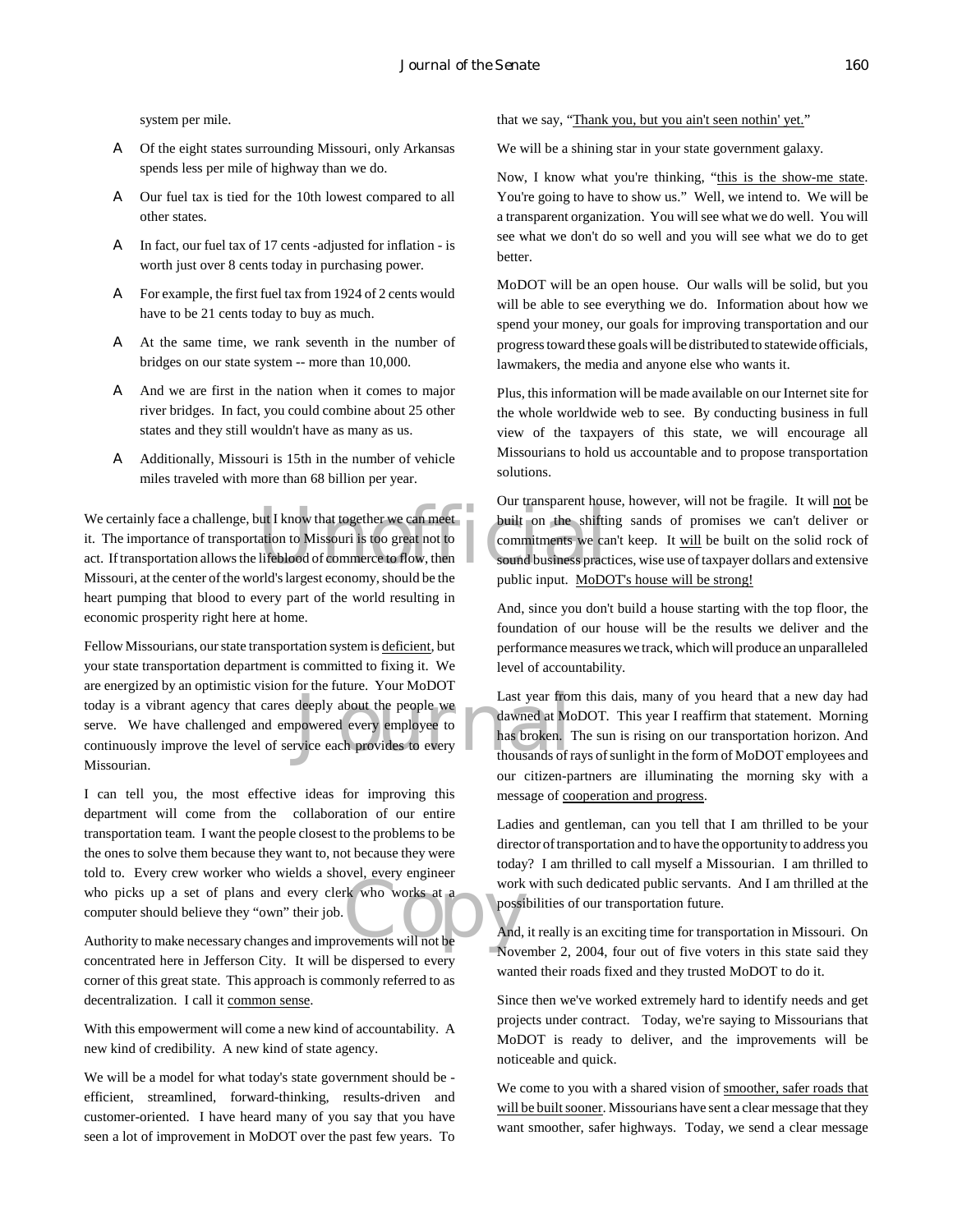system per mile.

- Of the eight states surrounding Missouri, only Arkansas spends less per mile of highway than we do.
- Our fuel tax is tied for the 10th lowest compared to all other states.
- In fact, our fuel tax of 17 cents -adjusted for inflation - is worth just over 8 cents today in purchasing power.
- For example, the first fuel tax from 1924 of 2 cents would have to be 21 cents today to buy as much.
- At the same time, we rank seventh in the number of bridges on our state system -- more than 10,000.
- And we are first in the nation when it comes to major river bridges. In fact, you could combine about 25 other states and they still wouldn't have as many as us.
- Additionally, Missouri is 15th in the number of vehicle miles traveled with more than 68 billion per year.

We certainly face a challenge, but I know that together we can meet it. The importance of transportation to Missouri is too great not to act. If transportation allows the lifeblood of commerce to flow, then Missouri, at the center of the world's largest economy, should be the heart pumping that blood to every part of the world resulting in economic prosperity right here at home.

Fellow Missourians, our state transportation system is deficient, but your state transportation department is committed to fixing it. We are energized by an optimistic vision for the future. Your MoDOT today is a vibrant agency that cares deeply about the people we serve. We have challenged and empowered every employee to continuously improve the level of service each provides to every Missourian.

I can tell you, the most effective ideas for improving this department will come from the collaboration of our entire transportation team. I want the people closest to the problems to be the ones to solve them because they want to, not because they were told to. Every crew worker who wields a shovel, every engineer who picks up a set of plans and every clerk who works at a computer should believe they "own" their job.

Authority to make necessary changes and improvements will not be concentrated here in Jefferson City. It will be dispersed to every corner of this great state. This approach is commonly referred to as decentralization. I call it common sense.

With this empowerment will come a new kind of accountability. A new kind of credibility. A new kind of state agency.

We will be a model for what today's state government should be - efficient, streamlined, forward-thinking, results-driven and customer-oriented. I have heard many of you say that you have seen a lot of improvement in MoDOT over the past few years. To that we say, "Thank you, but you ain't seen nothin' yet."

We will be a shining star in your state government galaxy.

Now, I know what you're thinking, "this is the show-me state. You're going to have to show us." Well, we intend to. We will be a transparent organization. You will see what we do well. You will see what we don't do so well and you will see what we do to get better.

MoDOT will be an open house. Our walls will be solid, but you will be able to see everything we do. Information about how we spend your money, our goals for improving transportation and our progress toward these goals will be distributed to statewide officials, lawmakers, the media and anyone else who wants it.

Plus, this information will be made available on our Internet site for the whole worldwide web to see. By conducting business in full view of the taxpayers of this state, we will encourage all Missourians to hold us accountable and to propose transportation solutions.

Our transparent house, however, will not be fragile. It will not be built on the shifting sands of promises we can't deliver or commitments we can't keep. It will be built on the solid rock of sound business practices, wise use of taxpayer dollars and extensive public input. MoDOT's house will be strong!

And, since you don't build a house starting with the top floor, the foundation of our house will be the results we deliver and the performance measures we track, which will produce an unparalleled level of accountability.

Last year from this dais, many of you heard that a new day had dawned at MoDOT. This year I reaffirm that statement. Morning has broken. The sun is rising on our transportation horizon. And thousands of rays of sunlight in the form of MoDOT employees and our citizen-partners are illuminating the morning sky with a message of cooperation and progress.

Ladies and gentleman, can you tell that I am thrilled to be your director of transportation and to have the opportunity to address you today? I am thrilled to call myself a Missourian. I am thrilled to work with such dedicated public servants. And I am thrilled at the possibilities of our transportation future.

And, it really is an exciting time for transportation in Missouri. On November 2, 2004, four out of five voters in this state said they wanted their roads fixed and they trusted MoDOT to do it.

Since then we've worked extremely hard to identify needs and get projects under contract. Today, we're saying to Missourians that MoDOT is ready to deliver, and the improvements will be noticeable and quick.

We come to you with a shared vision of smoother, safer roads that will be built sooner. Missourians have sent a clear message that they want smoother, safer highways. Today, we send a clear message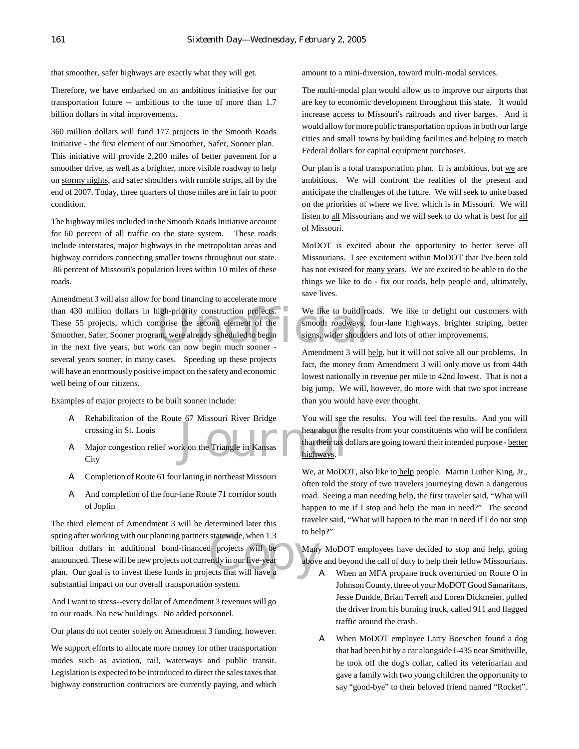that smoother, safer highways are exactly what they will get.

Therefore, we have embarked on an ambitious initiative for our transportation future -- ambitious to the tune of more than 1.7 billion dollars in vital improvements.

360 million dollars will fund 177 projects in the Smooth Roads Initiative - the first element of our Smoother, Safer, Sooner plan. This initiative will provide 2,200 miles of better pavement for a smoother drive, as well as a brighter, more visible roadway to help on stormy nights, and safer shoulders with rumble strips, all by the end of 2007. Today, three quarters of those miles are in fair to poor condition.

The highway miles included in the Smooth Roads Initiative account for 60 percent of all traffic on the state system. These roads include interstates, major highways in the metropolitan areas and highway corridors connecting smaller towns throughout our state. 86 percent of Missouri's population lives within 10 miles of these roads.

Amendment 3 will also allow for bond financing to accelerate more than 430 million dollars in high-priority construction projects. These 55 projects, which comprise the second element of the Smoother, Safer, Sooner program, were already scheduled to begin in the next five years, but work can now begin much sooner - several years sooner, in many cases. Speeding up these projects will have an enormously positive impact on the safety and economic well being of our citizens.

Examples of major projects to be built sooner include:

- Rehabilitation of the Route 67 Missouri River Bridge crossing in St. Louis
- Major congestion relief work on the Triangle in Kansas City
- Completion of Route 61 four laning in northeast Missouri
- And completion of the four-lane Route 71 corridor south of Joplin

The third element of Amendment 3 will be determined later this spring after working with our planning partners statewide, when 1.3 billion dollars in additional bond-financed projects will be announced. These will be new projects not currently in our five-year plan. Our goal is to invest these funds in projects that will have a substantial impact on our overall transportation system.

And I want to stress--every dollar of Amendment 3 revenues will go to our roads. No new buildings. No added personnel.

Our plans do not center solely on Amendment 3 funding, however.

We support efforts to allocate more money for other transportation modes such as aviation, rail, waterways and public transit. Legislation is expected to be introduced to direct the sales taxes that highway construction contractors are currently paying, and which amount to a mini-diversion, toward multi-modal services.

The multi-modal plan would allow us to improve our airports that are key to economic development throughout this state. It would increase access to Missouri's railroads and river barges. And it would allow for more public transportation options in both our large cities and small towns by building facilities and helping to match Federal dollars for capital equipment purchases.

Our plan is a total transportation plan. It is ambitious, but we are ambitious. We will confront the realities of the present and anticipate the challenges of the future. We will seek to unite based on the priorities of where we live, which is in Missouri. We will listen to all Missourians and we will seek to do what is best for all of Missouri.

MoDOT is excited about the opportunity to better serve all Missourians. I see excitement within MoDOT that I've been told has not existed for many years. We are excited to be able to do the things we like to do - fix our roads, help people and, ultimately, save lives.

We like to build roads. We like to delight our customers with smooth roadways, four-lane highways, brighter striping, better signs, wider shoulders and lots of other improvements.

Amendment 3 will help, but it will not solve all our problems. In fact, the money from Amendment 3 will only move us from 44th lowest nationally in revenue per mile to 42nd lowest. That is not a big jump. We will, however, do more with that two spot increase than you would have ever thought.

You will see the results. You will feel the results. And you will hear about the results from your constituents who will be confident that their tax dollars are going toward their intended purpose - better highways.

We, at MoDOT, also like to help people. Martin Luther King, Jr., often told the story of two travelers journeying down a dangerous road. Seeing a man needing help, the first traveler said, "What will happen to me if I stop and help the man in need?" The second traveler said, "What will happen to the man in need if I do not stop to help?"

Many MoDOT employees have decided to stop and help, going above and beyond the call of duty to help their fellow Missourians.

- When an MFA propane truck overturned on Route O in Johnson County, three of your MoDOT Good Samaritans, Jesse Dunkle, Brian Terrell and Loren Dickmeier, pulled the driver from his burning truck, called 911 and flagged traffic around the crash.
- When MoDOT employee Larry Boeschen found a dog that had been hit by a car alongside I-435 near Smithville, he took off the dog's collar, called its veterinarian and gave a family with two young children the opportunity to say "good-bye" to their beloved friend named "Rocket".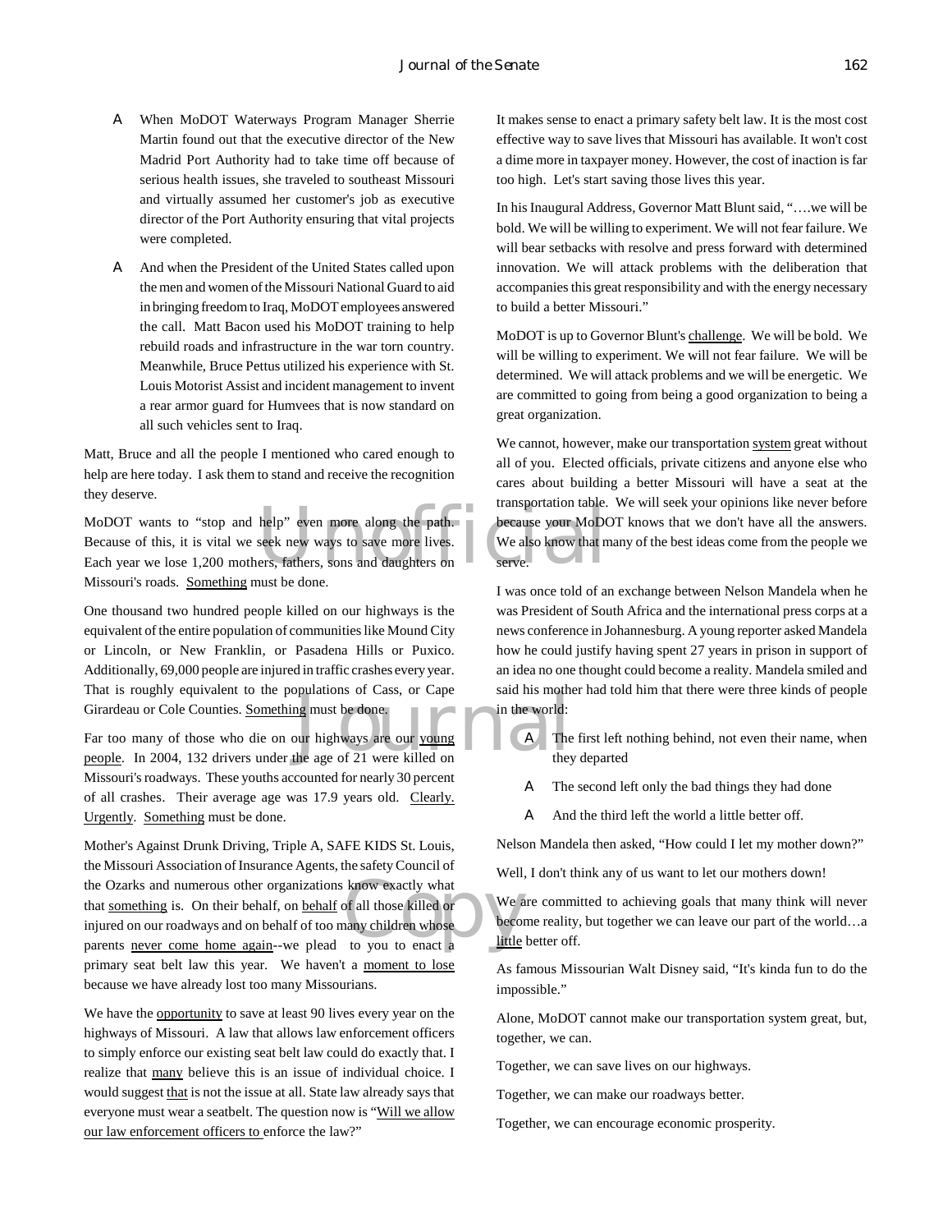- When MoDOT Waterways Program Manager Sherrie Martin found out that the executive director of the New Madrid Port Authority had to take time off because of serious health issues, she traveled to southeast Missouri and virtually assumed her customer's job as executive director of the Port Authority ensuring that vital projects were completed.

- And when the President of the United States called upon the men and women of the Missouri National Guard to aid in bringing freedom to Iraq, MoDOT employees answered the call. Matt Bacon used his MoDOT training to help rebuild roads and infrastructure in the war torn country. Meanwhile, Bruce Pettus utilized his experience with St. Louis Motorist Assist and incident management to invent a rear armor guard for Humvees that is now standard on all such vehicles sent to Iraq.

Matt, Bruce and all the people I mentioned who cared enough to help are here today. I ask them to stand and receive the recognition they deserve.

MoDOT wants to "stop and help" even more along the path. Because of this, it is vital we seek new ways to save more lives. Each year we lose 1,200 mothers, fathers, sons and daughters on Missouri's roads. Something must be done.

One thousand two hundred people killed on our highways is the equivalent of the entire population of communities like Mound City or Lincoln, or New Franklin, or Pasadena Hills or Puxico. Additionally, 69,000 people are injured in traffic crashes every year. That is roughly equivalent to the populations of Cass, or Cape Girardeau or Cole Counties. Something must be done.

Far too many of those who die on our highways are our young people. In 2004, 132 drivers under the age of 21 were killed on Missouri's roadways. These youths accounted for nearly 30 percent of all crashes. Their average age was 17.9 years old. Clearly. Urgently. Something must be done.

Mother's Against Drunk Driving, Triple A, SAFE KIDS St. Louis, the Missouri Association of Insurance Agents, the safety Council of the Ozarks and numerous other organizations know exactly what that something is. On their behalf, on behalf of all those killed or injured on our roadways and on behalf of too many children whose parents never come home again--we plead to you to enact a primary seat belt law this year. We haven't a moment to lose because we have already lost too many Missourians.

We have the opportunity to save at least 90 lives every year on the highways of Missouri. A law that allows law enforcement officers to simply enforce our existing seat belt law could do exactly that. I realize that many believe this is an issue of individual choice. I would suggest that is not the issue at all. State law already says that everyone must wear a seatbelt. The question now is "Will we allow our law enforcement officers to enforce the law?"

It makes sense to enact a primary safety belt law. It is the most cost effective way to save lives that Missouri has available. It won't cost a dime more in taxpayer money. However, the cost of inaction is far too high. Let's start saving those lives this year.

In his Inaugural Address, Governor Matt Blunt said, "….we will be bold. We will be willing to experiment. We will not fear failure. We will bear setbacks with resolve and press forward with determined innovation. We will attack problems with the deliberation that accompanies this great responsibility and with the energy necessary to build a better Missouri."

MoDOT is up to Governor Blunt's challenge. We will be bold. We will be willing to experiment. We will not fear failure. We will be determined. We will attack problems and we will be energetic. We are committed to going from being a good organization to being a great organization.

We cannot, however, make our transportation system great without all of you. Elected officials, private citizens and anyone else who cares about building a better Missouri will have a seat at the transportation table. We will seek your opinions like never before because your MoDOT knows that we don't have all the answers. We also know that many of the best ideas come from the people we serve.

I was once told of an exchange between Nelson Mandela when he was President of South Africa and the international press corps at a news conference in Johannesburg. A young reporter asked Mandela how he could justify having spent 27 years in prison in support of an idea no one thought could become a reality. Mandela smiled and said his mother had told him that there were three kinds of people in the world:

- The first left nothing behind, not even their name, when they departed
- The second left only the bad things they had done
- And the third left the world a little better off.

Nelson Mandela then asked, "How could I let my mother down?"

Well, I don't think any of us want to let our mothers down!

We are committed to achieving goals that many think will never become reality, but together we can leave our part of the world…a little better off.

As famous Missourian Walt Disney said, "It's kinda fun to do the impossible."

Alone, MoDOT cannot make our transportation system great, but, together, we can.

Together, we can save lives on our highways.

Together, we can make our roadways better.

Together, we can encourage economic prosperity.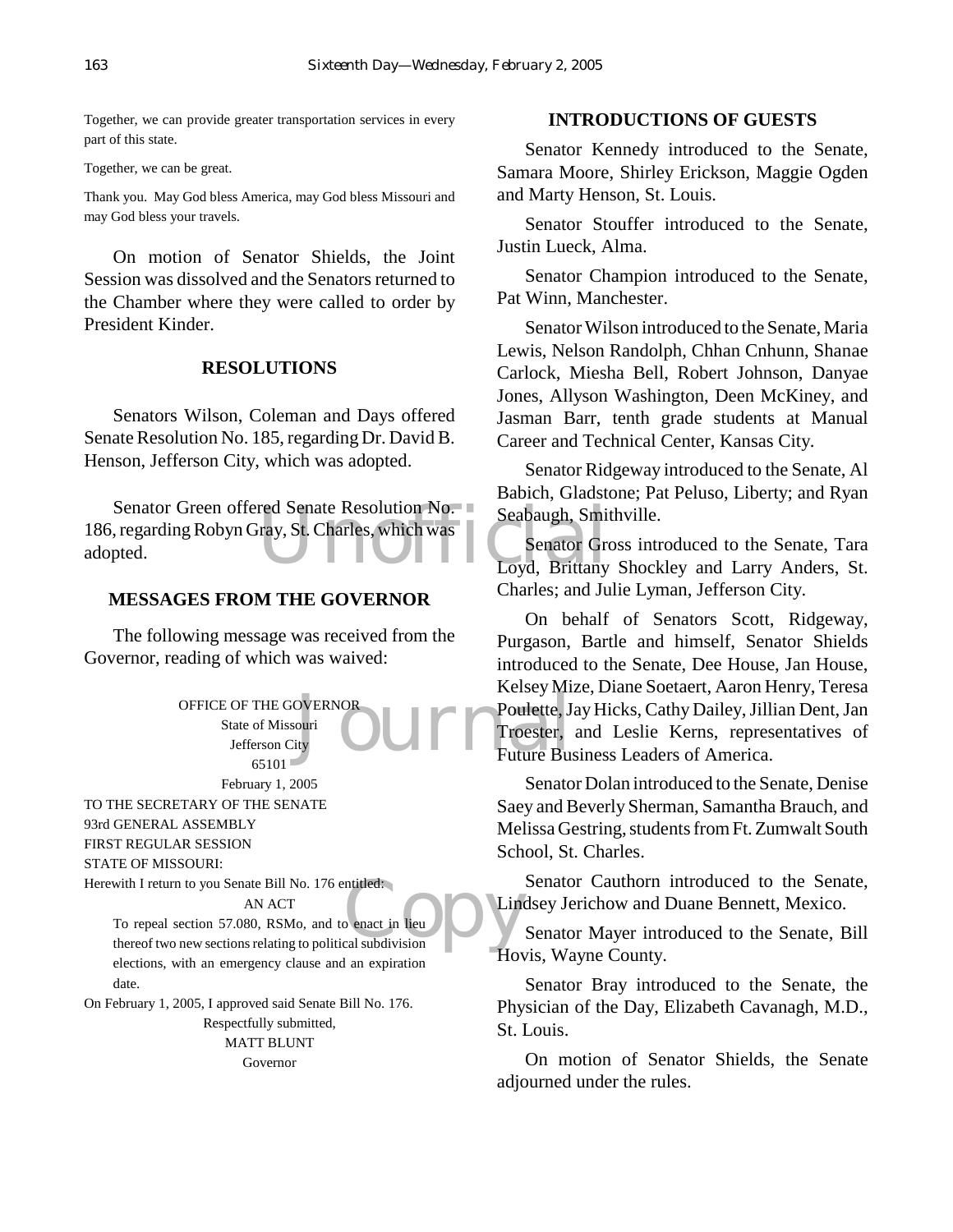Together, we can provide greater transportation services in every part of this state.

Together, we can be great.

Thank you. May God bless America, may God bless Missouri and may God bless your travels.

On motion of Senator Shields, the Joint Session was dissolved and the Senators returned to the Chamber where they were called to order by President Kinder.

## RESOLUTIONS

Senators Wilson, Coleman and Days offered Senate Resolution No. 185, regarding Dr. David B. Henson, Jefferson City, which was adopted.

Senator Green offered Senate Resolution No. 186, regarding Robyn Gray, St. Charles, which was adopted.

## MESSAGES FROM THE GOVERNOR

The following message was received from the Governor, reading of which was waived:

OFFICE OF THE GOVERNOR
State of Missouri
Jefferson City
65101
February 1, 2005

TO THE SECRETARY OF THE SENATE
93rd GENERAL ASSEMBLY
FIRST REGULAR SESSION
STATE OF MISSOURI:

Herewith I return to you Senate Bill No. 176 entitled:

AN ACT

To repeal section 57.080, RSMo, and to enact in lieu thereof two new sections relating to political subdivision elections, with an emergency clause and an expiration date.

On February 1, 2005, I approved said Senate Bill No. 176.

Respectfully submitted,
MATT BLUNT
Governor

## INTRODUCTIONS OF GUESTS

Senator Kennedy introduced to the Senate, Samara Moore, Shirley Erickson, Maggie Ogden and Marty Henson, St. Louis.

Senator Stouffer introduced to the Senate, Justin Lueck, Alma.

Senator Champion introduced to the Senate, Pat Winn, Manchester.

Senator Wilson introduced to the Senate, Maria Lewis, Nelson Randolph, Chhan Cnhunn, Shanae Carlock, Miesha Bell, Robert Johnson, Danyae Jones, Allyson Washington, Deen McKiney, and Jasman Barr, tenth grade students at Manual Career and Technical Center, Kansas City.

Senator Ridgeway introduced to the Senate, Al Babich, Gladstone; Pat Peluso, Liberty; and Ryan Seabaugh, Smithville.

Senator Gross introduced to the Senate, Tara Loyd, Brittany Shockley and Larry Anders, St. Charles; and Julie Lyman, Jefferson City.

On behalf of Senators Scott, Ridgeway, Purgason, Bartle and himself, Senator Shields introduced to the Senate, Dee House, Jan House, Kelsey Mize, Diane Soetaert, Aaron Henry, Teresa Poulette, Jay Hicks, Cathy Dailey, Jillian Dent, Jan Troester, and Leslie Kerns, representatives of Future Business Leaders of America.

Senator Dolan introduced to the Senate, Denise Saey and Beverly Sherman, Samantha Brauch, and Melissa Gestring, students from Ft. Zumwalt South School, St. Charles.

Senator Cauthorn introduced to the Senate, Lindsey Jerichow and Duane Bennett, Mexico.

Senator Mayer introduced to the Senate, Bill Hovis, Wayne County.

Senator Bray introduced to the Senate, the Physician of the Day, Elizabeth Cavanagh, M.D., St. Louis.

On motion of Senator Shields, the Senate adjourned under the rules.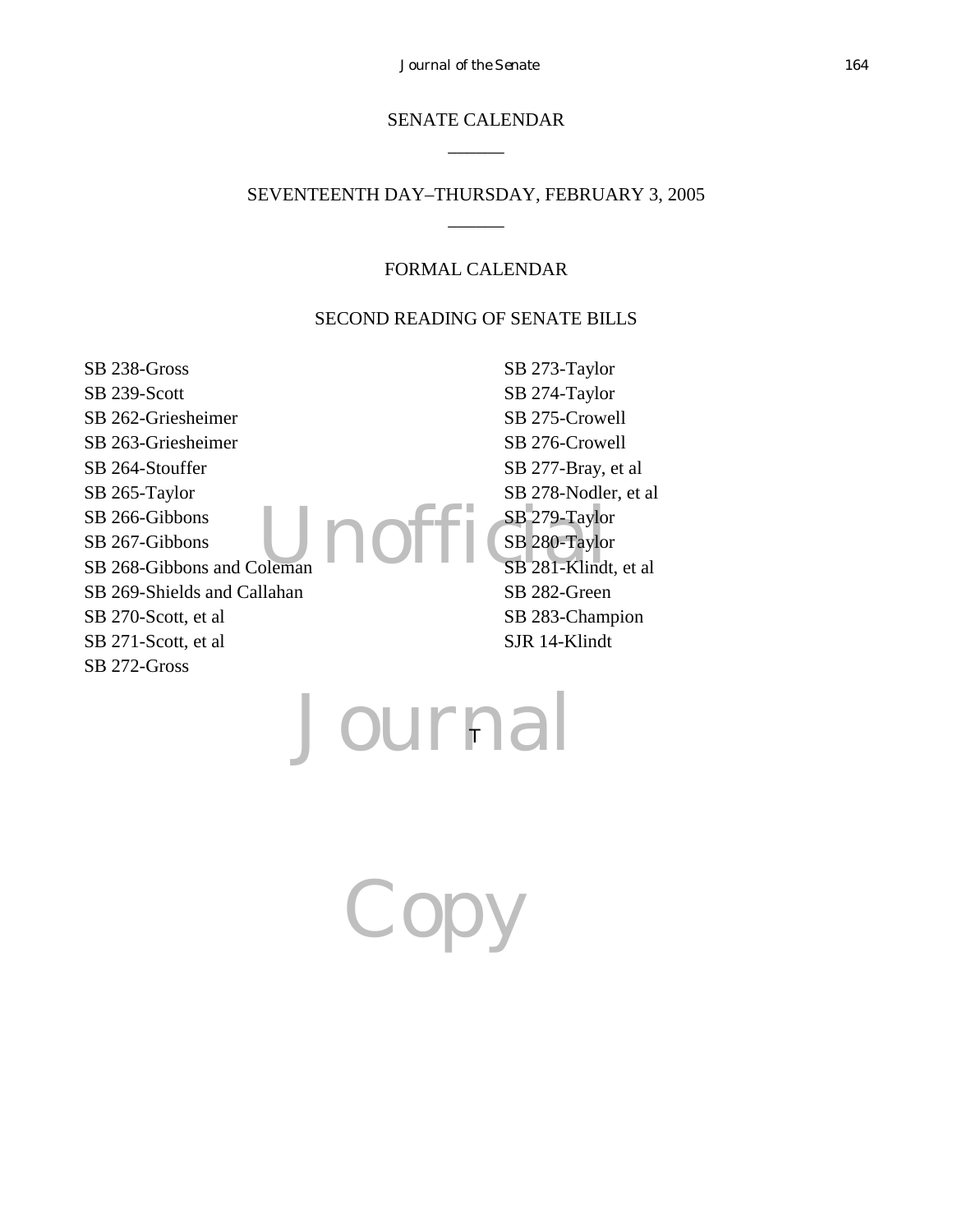## SENATE CALENDAR

______

## SEVENTEENTH DAY–THURSDAY, FEBRUARY 3, 2005

______

### FORMAL CALENDAR

### SECOND READING OF SENATE BILLS

SB 238-Gross
SB 239-Scott
SB 262-Griesheimer
SB 263-Griesheimer
SB 264-Stouffer
SB 265-Taylor
SB 266-Gibbons
SB 267-Gibbons
SB 268-Gibbons and Coleman
SB 269-Shields and Callahan
SB 270-Scott, et al
SB 271-Scott, et al
SB 272-Gross
SB 273-Taylor
SB 274-Taylor
SB 275-Crowell
SB 276-Crowell
SB 277-Bray, et al
SB 278-Nodler, et al
SB 279-Taylor
SB 280-Taylor
SB 281-Klindt, et al
SB 282-Green
SB 283-Champion
SJR 14-Klindt

T